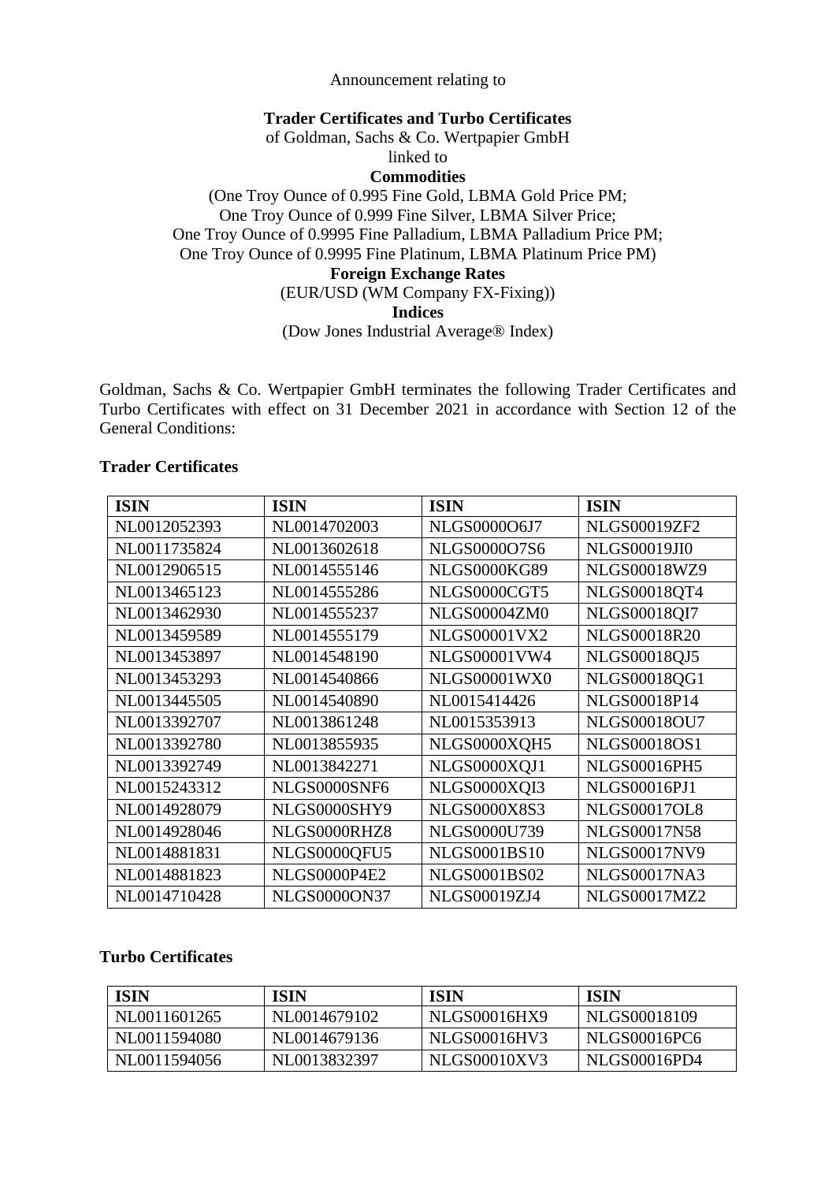Announcement relating to

**Trader Certificates and Turbo Certificates**

of Goldman, Sachs & Co. Wertpapier GmbH

linked to

**Commodities**

(One Troy Ounce of 0.995 Fine Gold, LBMA Gold Price PM;
One Troy Ounce of 0.999 Fine Silver, LBMA Silver Price;
One Troy Ounce of 0.9995 Fine Palladium, LBMA Palladium Price PM;
One Troy Ounce of 0.9995 Fine Platinum, LBMA Platinum Price PM)

**Foreign Exchange Rates**

(EUR/USD (WM Company FX-Fixing))

**Indices**

(Dow Jones Industrial Average® Index)

Goldman, Sachs & Co. Wertpapier GmbH terminates the following Trader Certificates and Turbo Certificates with effect on 31 December 2021 in accordance with Section 12 of the General Conditions:

**Trader Certificates**

| ISIN | ISIN | ISIN | ISIN |
|---|---|---|---|
| NL0012052393 | NL0014702003 | NLGS0000O6J7 | NLGS00019ZF2 |
| NL0011735824 | NL0013602618 | NLGS0000O7S6 | NLGS00019JI0 |
| NL0012906515 | NL0014555146 | NLGS0000KG89 | NLGS00018WZ9 |
| NL0013465123 | NL0014555286 | NLGS0000CGT5 | NLGS00018QT4 |
| NL0013462930 | NL0014555237 | NLGS00004ZM0 | NLGS00018QI7 |
| NL0013459589 | NL0014555179 | NLGS00001VX2 | NLGS00018R20 |
| NL0013453897 | NL0014548190 | NLGS00001VW4 | NLGS00018QJ5 |
| NL0013453293 | NL0014540866 | NLGS00001WX0 | NLGS00018QG1 |
| NL0013445505 | NL0014540890 | NL0015414426 | NLGS00018P14 |
| NL0013392707 | NL0013861248 | NL0015353913 | NLGS00018OU7 |
| NL0013392780 | NL0013855935 | NLGS0000XQH5 | NLGS00018OS1 |
| NL0013392749 | NL0013842271 | NLGS0000XQJ1 | NLGS00016PH5 |
| NL0015243312 | NLGS0000SNF6 | NLGS0000XQI3 | NLGS00016PJ1 |
| NL0014928079 | NLGS0000SHY9 | NLGS0000X8S3 | NLGS00017OL8 |
| NL0014928046 | NLGS0000RHZ8 | NLGS0000U739 | NLGS00017N58 |
| NL0014881831 | NLGS0000QFU5 | NLGS0001BS10 | NLGS00017NV9 |
| NL0014881823 | NLGS0000P4E2 | NLGS0001BS02 | NLGS00017NA3 |
| NL0014710428 | NLGS0000ON37 | NLGS00019ZJ4 | NLGS00017MZ2 |

**Turbo Certificates**

| ISIN | ISIN | ISIN | ISIN |
|---|---|---|---|
| NL0011601265 | NL0014679102 | NLGS00016HX9 | NLGS00018109 |
| NL0011594080 | NL0014679136 | NLGS00016HV3 | NLGS00016PC6 |
| NL0011594056 | NL0013832397 | NLGS00010XV3 | NLGS00016PD4 |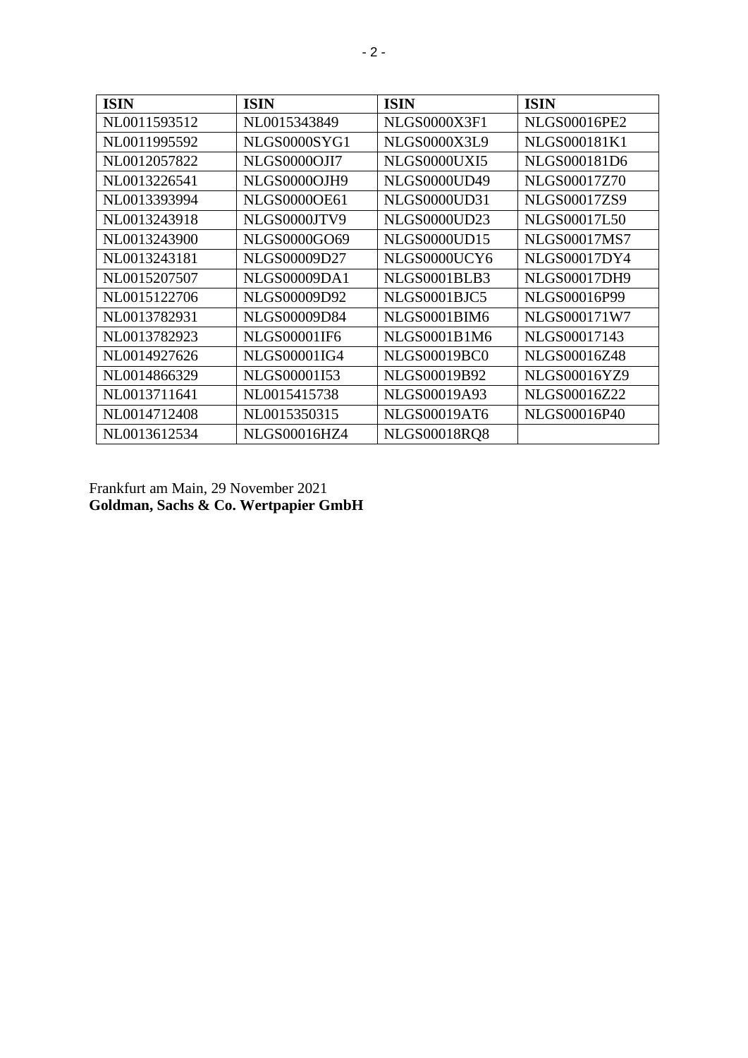| ISIN | ISIN | ISIN | ISIN |
|---|---|---|---|
| NL0011593512 | NL0015343849 | NLGS0000X3F1 | NLGS00016PE2 |
| NL0011995592 | NLGS0000SYG1 | NLGS0000X3L9 | NLGS000181K1 |
| NL0012057822 | NLGS0000OJI7 | NLGS0000UXI5 | NLGS000181D6 |
| NL0013226541 | NLGS0000OJH9 | NLGS0000UD49 | NLGS00017Z70 |
| NL0013393994 | NLGS0000OE61 | NLGS0000UD31 | NLGS00017ZS9 |
| NL0013243918 | NLGS0000JTV9 | NLGS0000UD23 | NLGS00017L50 |
| NL0013243900 | NLGS0000GO69 | NLGS0000UD15 | NLGS00017MS7 |
| NL0013243181 | NLGS00009D27 | NLGS0000UCY6 | NLGS00017DY4 |
| NL0015207507 | NLGS00009DA1 | NLGS0001BLB3 | NLGS00017DH9 |
| NL0015122706 | NLGS00009D92 | NLGS0001BJC5 | NLGS00016P99 |
| NL0013782931 | NLGS00009D84 | NLGS0001BIM6 | NLGS000171W7 |
| NL0013782923 | NLGS00001IF6 | NLGS0001B1M6 | NLGS00017143 |
| NL0014927626 | NLGS00001IG4 | NLGS00019BC0 | NLGS00016Z48 |
| NL0014866329 | NLGS00001I53 | NLGS00019B92 | NLGS00016YZ9 |
| NL0013711641 | NL0015415738 | NLGS00019A93 | NLGS00016Z22 |
| NL0014712408 | NL0015350315 | NLGS00019AT6 | NLGS00016P40 |
| NL0013612534 | NLGS00016HZ4 | NLGS00018RQ8 | |

Frankfurt am Main, 29 November 2021
**Goldman, Sachs & Co. Wertpapier GmbH**